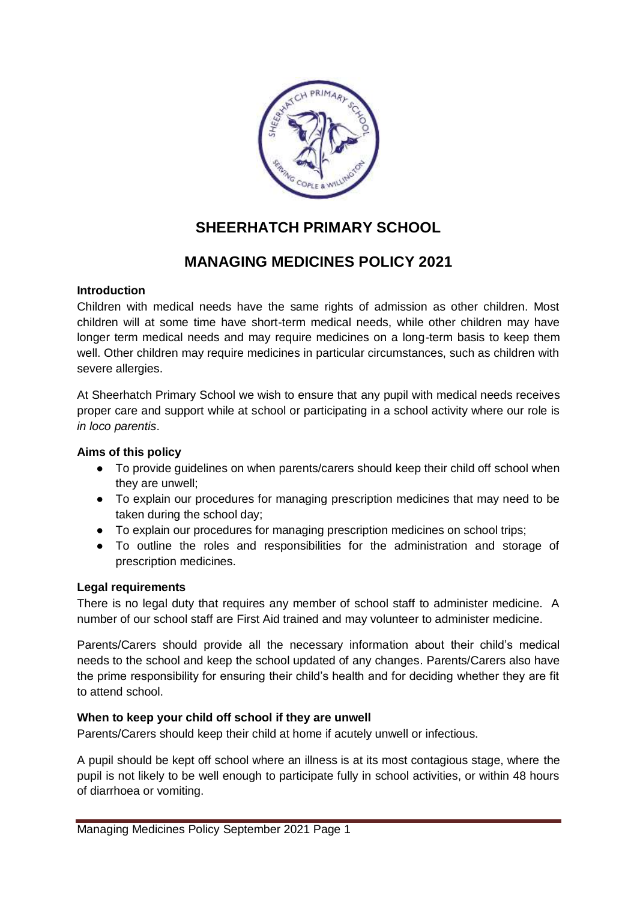# SHEERHATCH PRIMARY SCHOOL

## MANAGING MEDICINES POLICY 2021

### Introduction

Children with medical needs have the same rights of admission as other children. Most children will at some time have short-term medical needs, while other children may have longer term medical needs and may require medicines on a long-term basis to keep them well. Other children may require medicines in particular circumstances, such as children with severe allergies.

At Sheerhatch Primary School we wish to ensure that any pupil with medical needs receives proper care and support while at school or participating in a school activity where our role is *in loco parentis*.

### Aims of this policy

- To provide guidelines on when parents/carers should keep their child off school when they are unwell;
- To explain our procedures for managing prescription medicines that may need to be taken during the school day;
- To explain our procedures for managing prescription medicines on school trips;
- To outline the roles and responsibilities for the administration and storage of prescription medicines.

### Legal requirements

There is no legal duty that requires any member of school staff to administer medicine. A number of our school staff are First Aid trained and may volunteer to administer medicine.

Parents/Carers should provide all the necessary information about their child's medical needs to the school and keep the school updated of any changes. Parents/Carers also have the prime responsibility for ensuring their child's health and for deciding whether they are fit to attend school.

### When to keep your child off school if they are unwell

Parents/Carers should keep their child at home if acutely unwell or infectious.

A pupil should be kept off school where an illness is at its most contagious stage, where the pupil is not likely to be well enough to participate fully in school activities, or within 48 hours of diarrhoea or vomiting.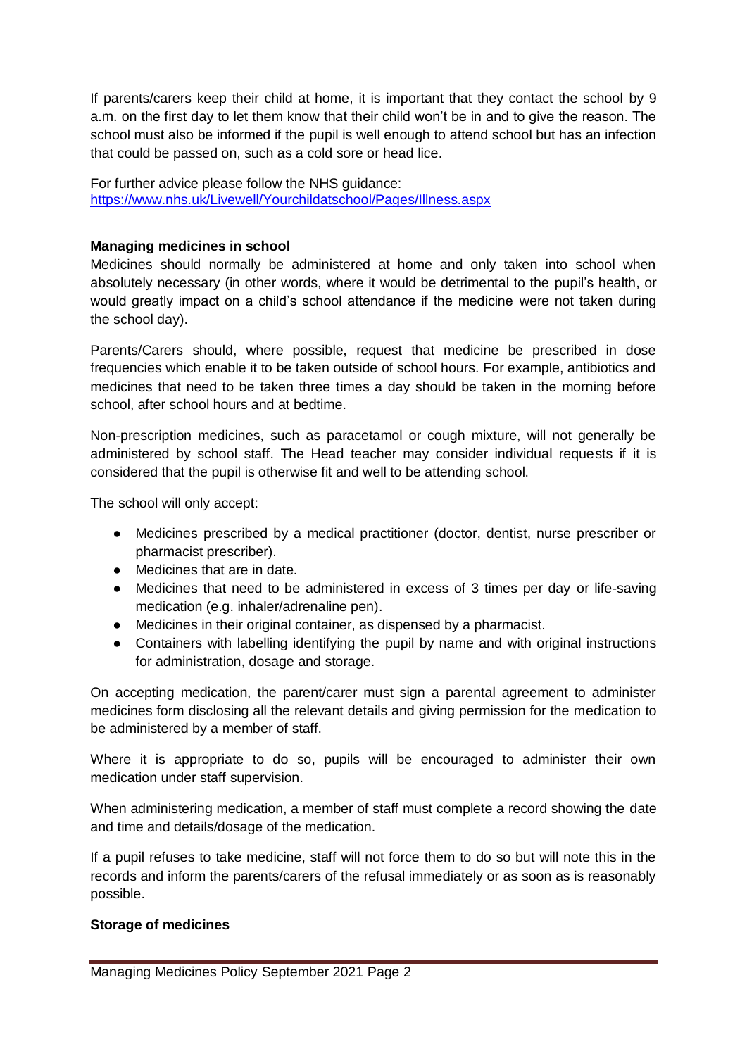If parents/carers keep their child at home, it is important that they contact the school by 9 a.m. on the first day to let them know that their child won't be in and to give the reason. The school must also be informed if the pupil is well enough to attend school but has an infection that could be passed on, such as a cold sore or head lice.

For further advice please follow the NHS guidance: [https://www.nhs.uk/Livewell/Yourchildatschool/Pages/Illness.aspx](https://www.nhs.uk/Livewell/Yourchildatschool/Pages/Illness.aspx)

**Managing medicines in school**

Medicines should normally be administered at home and only taken into school when absolutely necessary (in other words, where it would be detrimental to the pupil's health, or would greatly impact on a child's school attendance if the medicine were not taken during the school day).

Parents/Carers should, where possible, request that medicine be prescribed in dose frequencies which enable it to be taken outside of school hours. For example, antibiotics and medicines that need to be taken three times a day should be taken in the morning before school, after school hours and at bedtime.

Non-prescription medicines, such as paracetamol or cough mixture, will not generally be administered by school staff. The Head teacher may consider individual requests if it is considered that the pupil is otherwise fit and well to be attending school.

The school will only accept:

- Medicines prescribed by a medical practitioner (doctor, dentist, nurse prescriber or pharmacist prescriber).
- Medicines that are in date.
- Medicines that need to be administered in excess of 3 times per day or life-saving medication (e.g. inhaler/adrenaline pen).
- Medicines in their original container, as dispensed by a pharmacist.
- Containers with labelling identifying the pupil by name and with original instructions for administration, dosage and storage.

On accepting medication, the parent/carer must sign a parental agreement to administer medicines form disclosing all the relevant details and giving permission for the medication to be administered by a member of staff.

Where it is appropriate to do so, pupils will be encouraged to administer their own medication under staff supervision.

When administering medication, a member of staff must complete a record showing the date and time and details/dosage of the medication.

If a pupil refuses to take medicine, staff will not force them to do so but will note this in the records and inform the parents/carers of the refusal immediately or as soon as is reasonably possible.

**Storage of medicines**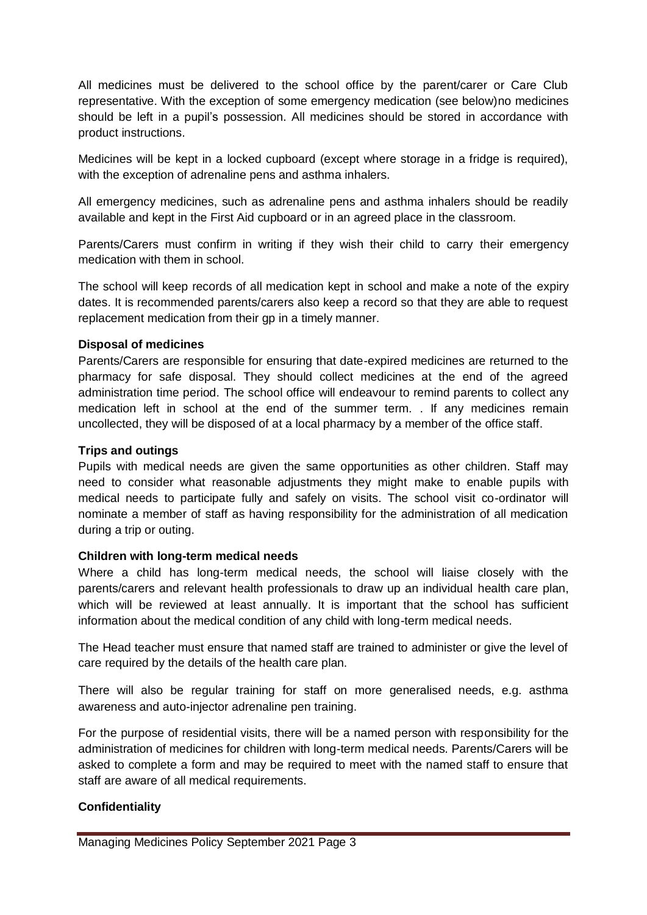All medicines must be delivered to the school office by the parent/carer or Care Club representative. With the exception of some emergency medication (see below)no medicines should be left in a pupil's possession. All medicines should be stored in accordance with product instructions.

Medicines will be kept in a locked cupboard (except where storage in a fridge is required), with the exception of adrenaline pens and asthma inhalers.

All emergency medicines, such as adrenaline pens and asthma inhalers should be readily available and kept in the First Aid cupboard or in an agreed place in the classroom.

Parents/Carers must confirm in writing if they wish their child to carry their emergency medication with them in school.

The school will keep records of all medication kept in school and make a note of the expiry dates. It is recommended parents/carers also keep a record so that they are able to request replacement medication from their gp in a timely manner.

**Disposal of medicines**

Parents/Carers are responsible for ensuring that date-expired medicines are returned to the pharmacy for safe disposal. They should collect medicines at the end of the agreed administration time period. The school office will endeavour to remind parents to collect any medication left in school at the end of the summer term. . If any medicines remain uncollected, they will be disposed of at a local pharmacy by a member of the office staff.

**Trips and outings**

Pupils with medical needs are given the same opportunities as other children. Staff may need to consider what reasonable adjustments they might make to enable pupils with medical needs to participate fully and safely on visits. The school visit co-ordinator will nominate a member of staff as having responsibility for the administration of all medication during a trip or outing.

**Children with long-term medical needs**

Where a child has long-term medical needs, the school will liaise closely with the parents/carers and relevant health professionals to draw up an individual health care plan, which will be reviewed at least annually. It is important that the school has sufficient information about the medical condition of any child with long-term medical needs.

The Head teacher must ensure that named staff are trained to administer or give the level of care required by the details of the health care plan.

There will also be regular training for staff on more generalised needs, e.g. asthma awareness and auto-injector adrenaline pen training.

For the purpose of residential visits, there will be a named person with responsibility for the administration of medicines for children with long-term medical needs. Parents/Carers will be asked to complete a form and may be required to meet with the named staff to ensure that staff are aware of all medical requirements.

**Confidentiality**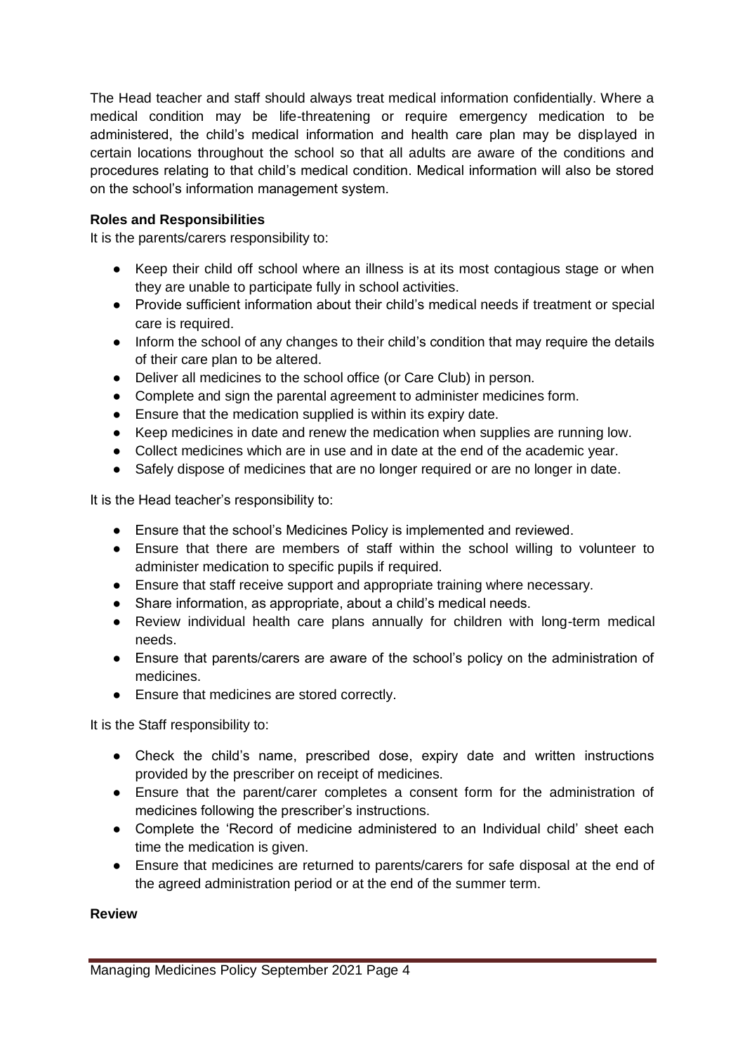The Head teacher and staff should always treat medical information confidentially. Where a medical condition may be life-threatening or require emergency medication to be administered, the child's medical information and health care plan may be displayed in certain locations throughout the school so that all adults are aware of the conditions and procedures relating to that child's medical condition. Medical information will also be stored on the school's information management system.

**Roles and Responsibilities**

It is the parents/carers responsibility to:

- Keep their child off school where an illness is at its most contagious stage or when they are unable to participate fully in school activities.
- Provide sufficient information about their child's medical needs if treatment or special care is required.
- Inform the school of any changes to their child's condition that may require the details of their care plan to be altered.
- Deliver all medicines to the school office (or Care Club) in person.
- Complete and sign the parental agreement to administer medicines form.
- Ensure that the medication supplied is within its expiry date.
- Keep medicines in date and renew the medication when supplies are running low.
- Collect medicines which are in use and in date at the end of the academic year.
- Safely dispose of medicines that are no longer required or are no longer in date.

It is the Head teacher's responsibility to:

- Ensure that the school's Medicines Policy is implemented and reviewed.
- Ensure that there are members of staff within the school willing to volunteer to administer medication to specific pupils if required.
- Ensure that staff receive support and appropriate training where necessary.
- Share information, as appropriate, about a child's medical needs.
- Review individual health care plans annually for children with long-term medical needs.
- Ensure that parents/carers are aware of the school's policy on the administration of medicines.
- Ensure that medicines are stored correctly.

It is the Staff responsibility to:

- Check the child's name, prescribed dose, expiry date and written instructions provided by the prescriber on receipt of medicines.
- Ensure that the parent/carer completes a consent form for the administration of medicines following the prescriber's instructions.
- Complete the 'Record of medicine administered to an Individual child' sheet each time the medication is given.
- Ensure that medicines are returned to parents/carers for safe disposal at the end of the agreed administration period or at the end of the summer term.

**Review**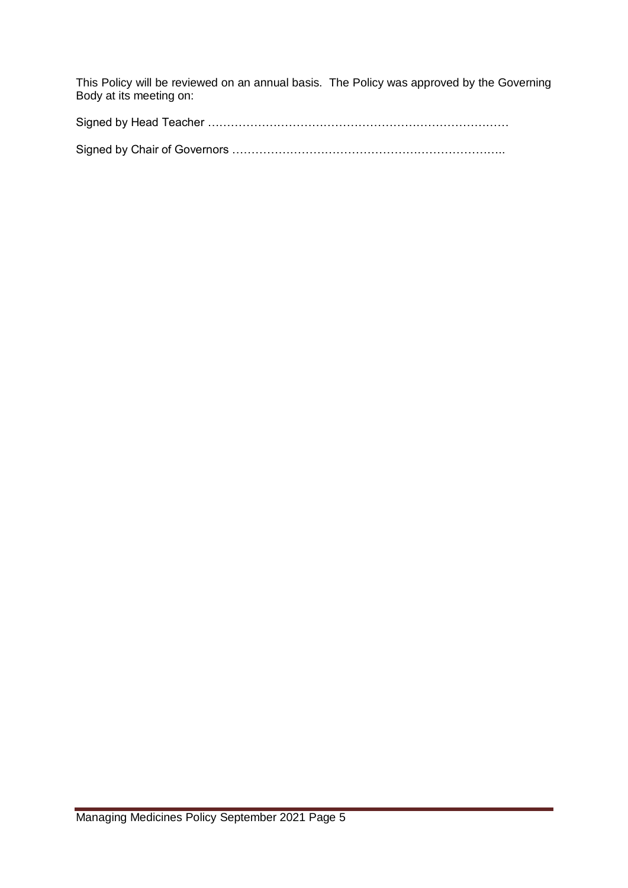This Policy will be reviewed on an annual basis. The Policy was approved by the Governing Body at its meeting on:

Signed by Head Teacher ……………………………………………………………………

Signed by Chair of Governors ……………………………………………………………..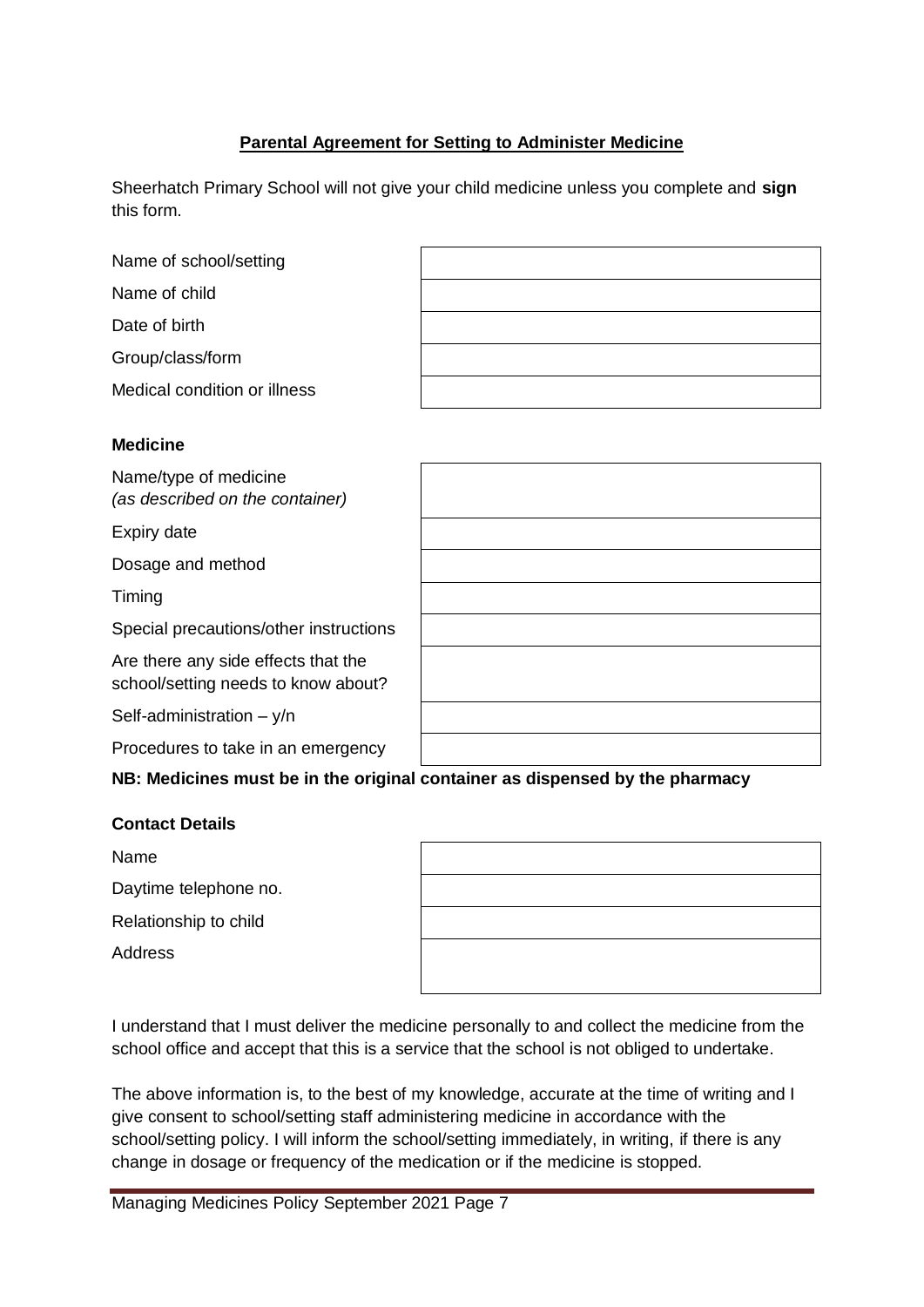## Parental Agreement for Setting to Administer Medicine

Sheerhatch Primary School will not give your child medicine unless you complete and **sign** this form.

| | |
|---|---|
| Name of school/setting | |
| Name of child | |
| Date of birth | |
| Group/class/form | |
| Medical condition or illness | |

**Medicine**

| | |
|---|---|
| Name/type of medicine *(as described on the container)* | |
| Expiry date | |
| Dosage and method | |
| Timing | |
| Special precautions/other instructions | |
| Are there any side effects that the school/setting needs to know about? | |
| Self-administration – y/n | |
| Procedures to take in an emergency | |

**NB: Medicines must be in the original container as dispensed by the pharmacy**

**Contact Details**

| | |
|---|---|
| Name | |
| Daytime telephone no. | |
| Relationship to child | |
| Address | |

I understand that I must deliver the medicine personally to and collect the medicine from the school office and accept that this is a service that the school is not obliged to undertake.

The above information is, to the best of my knowledge, accurate at the time of writing and I give consent to school/setting staff administering medicine in accordance with the school/setting policy. I will inform the school/setting immediately, in writing, if there is any change in dosage or frequency of the medication or if the medicine is stopped.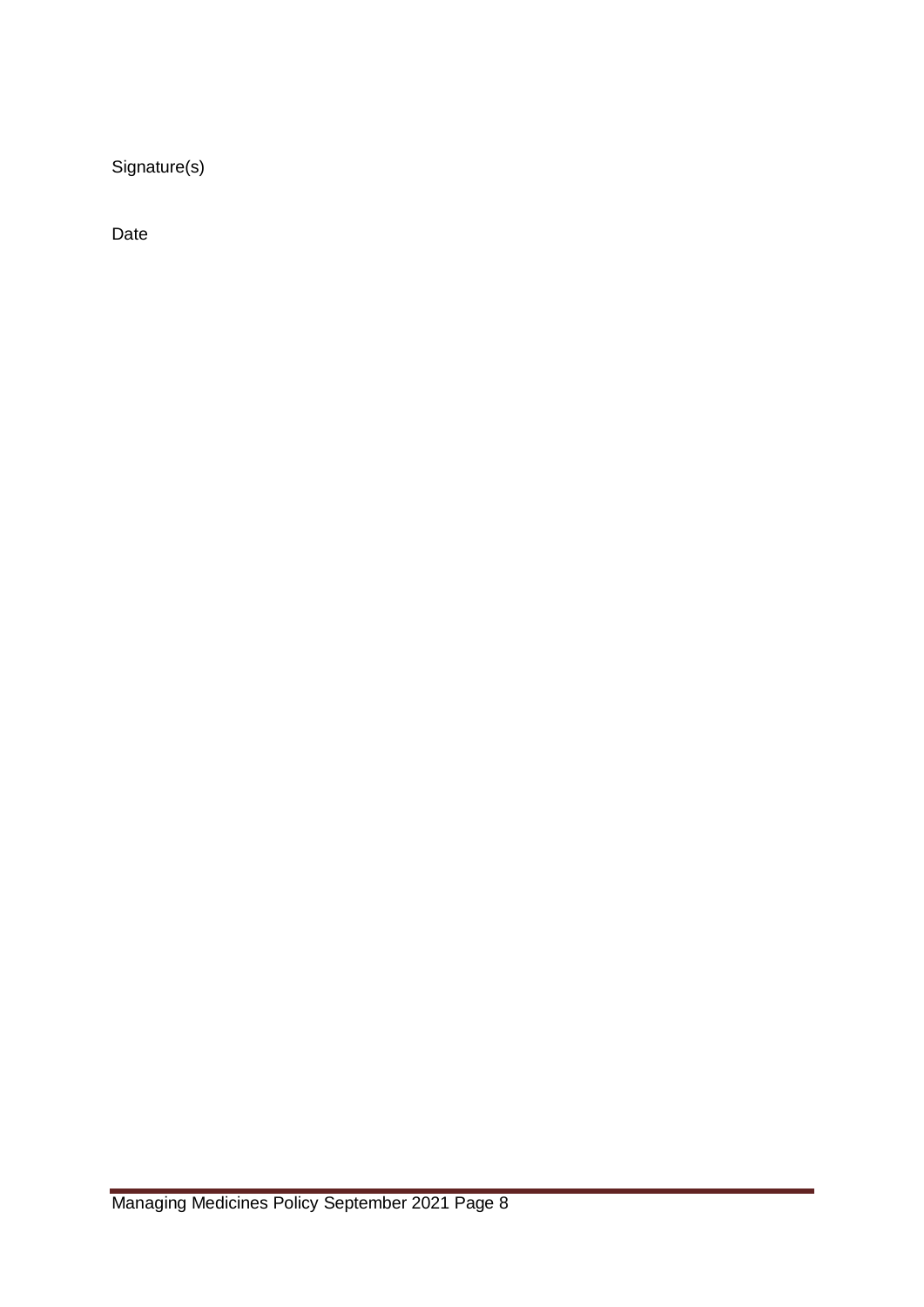Signature(s)

Date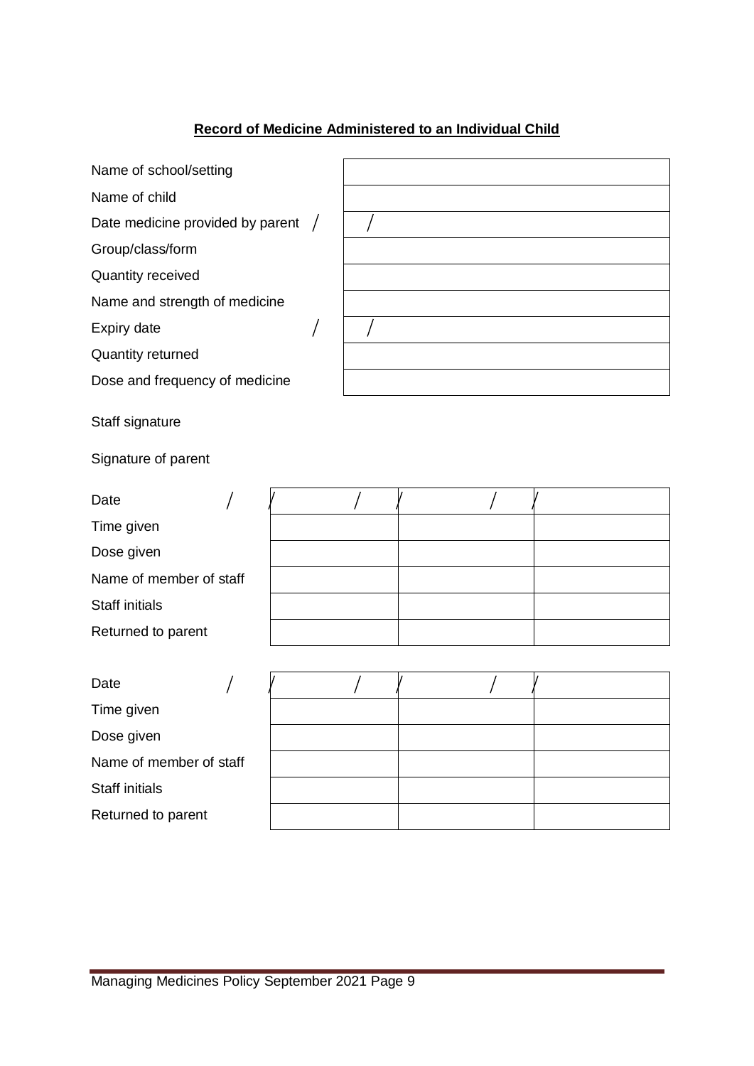**Record of Medicine Administered to an Individual Child**

| | |
|---|---|
| Name of school/setting | |
| Name of child | |
| Date medicine provided by parent | / / |
| Group/class/form | |
| Quantity received | |
| Name and strength of medicine | |
| Expiry date | / / |
| Quantity returned | |
| Dose and frequency of medicine | |

Staff signature

Signature of parent

| Date | / / | / / | / / |
|---|---|---|---|
| Time given | | | |
| Dose given | | | |
| Name of member of staff | | | |
| Staff initials | | | |
| Returned to parent | | | |

| Date | / / | / / | / / |
|---|---|---|---|
| Time given | | | |
| Dose given | | | |
| Name of member of staff | | | |
| Staff initials | | | |
| Returned to parent | | | |

Managing Medicines Policy September 2021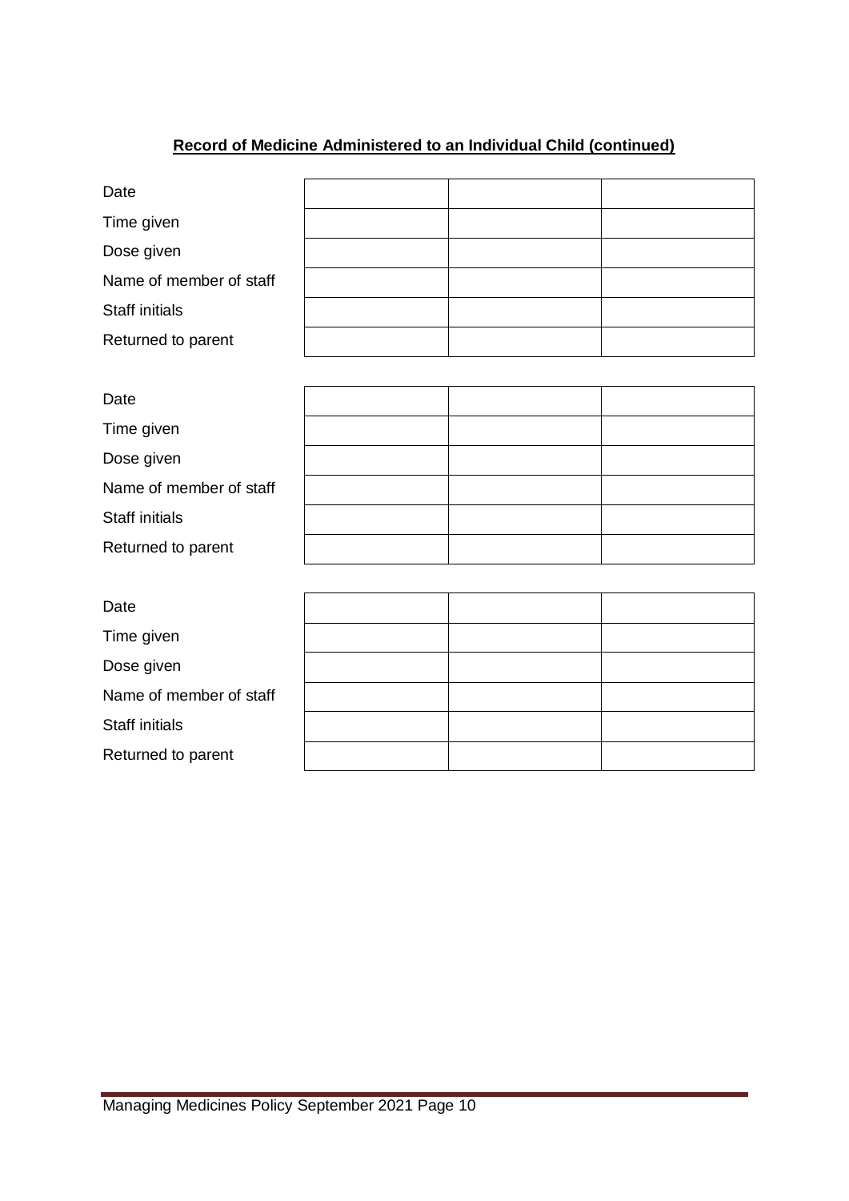**Record of Medicine Administered to an Individual Child (continued)**

| | | | |
|---|---|---|---|
| Date | | | |
| Time given | | | |
| Dose given | | | |
| Name of member of staff | | | |
| Staff initials | | | |
| Returned to parent | | | |

| | | | |
|---|---|---|---|
| Date | | | |
| Time given | | | |
| Dose given | | | |
| Name of member of staff | | | |
| Staff initials | | | |
| Returned to parent | | | |

| | | | |
|---|---|---|---|
| Date | | | |
| Time given | | | |
| Dose given | | | |
| Name of member of staff | | | |
| Staff initials | | | |
| Returned to parent | | | |